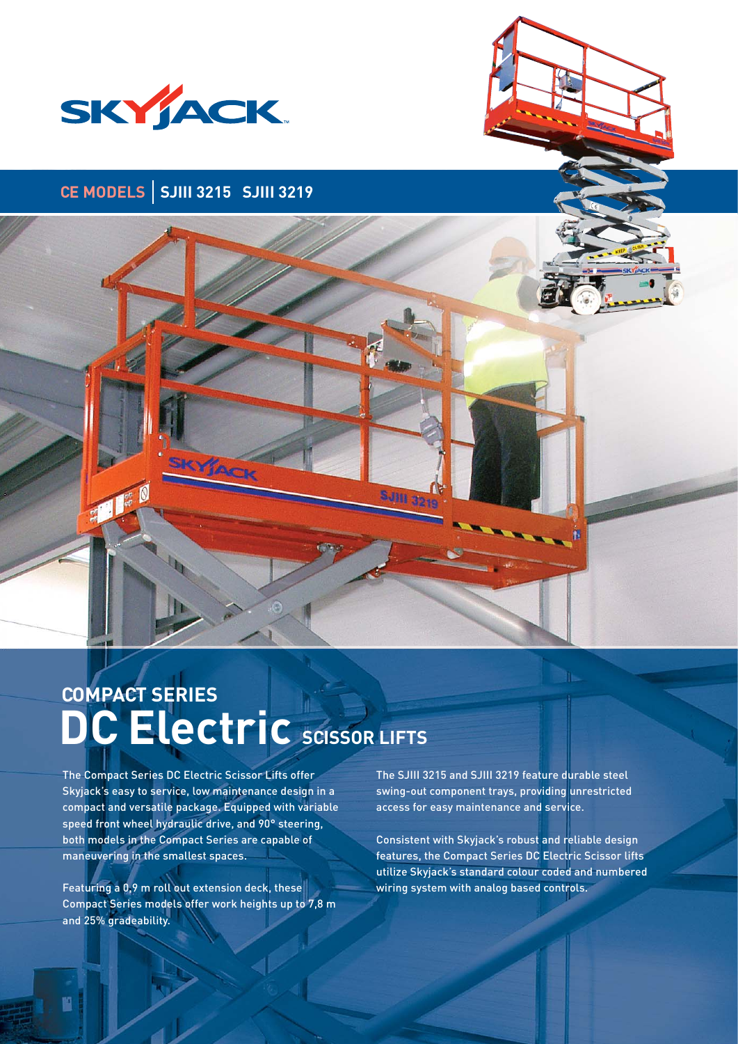SKYJACK

## CE MODELS | SJIII 3215 SJIII 3219

# COMPACT SERIES DC Electric SCISSOR LIFTS

The Compact Series DC Electric Scissor Lifts offer Skyjack's easy to service, low maintenance design in a compact and versatile package. Equipped with variable speed front wheel hydraulic drive, and 90° steering, both models in the Compact Series are capable of maneuvering in the smallest spaces.

Featuring a 0,9 m roll out extension deck, these Compact Series models offer work heights up to 7,8 m and 25% gradeability.

The SJIII 3215 and SJIII 3219 feature durable steel swing-out component trays, providing unrestricted access for easy maintenance and service.

Consistent with Skyjack's robust and reliable design features, the Compact Series DC Electric Scissor lifts utilize Skyjack's standard colour coded and numbered wiring system with analog based controls.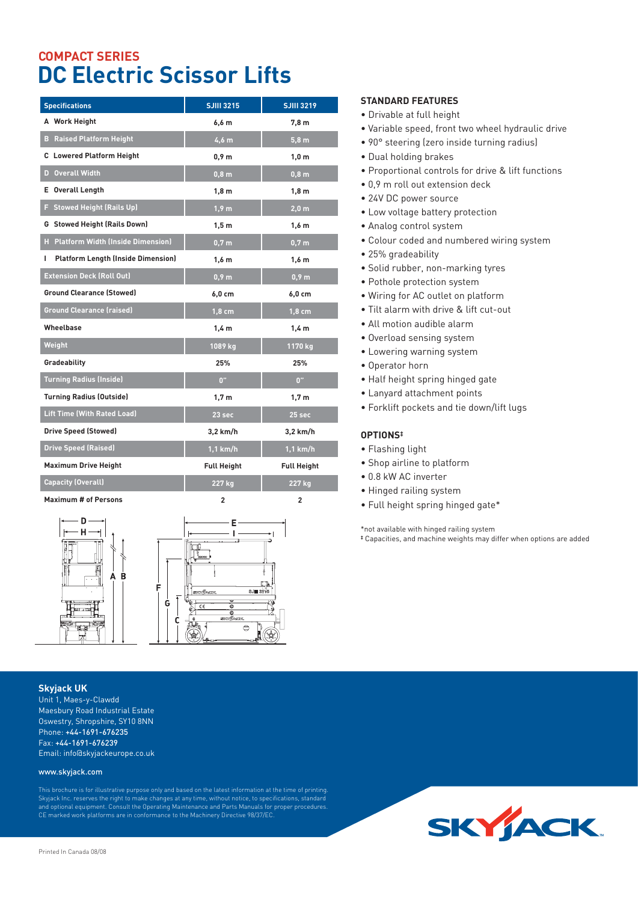## COMPACT SERIES

# DC Electric Scissor Lifts

| Specifications | SJIII 3215 | SJIII 3219 |
|---|---|---|
| A Work Height | 6,6 m | 7,8 m |
| B Raised Platform Height | 4,6 m | 5,8 m |
| C Lowered Platform Height | 0,9 m | 1,0 m |
| D Overall Width | 0,8 m | 0,8 m |
| E Overall Length | 1,8 m | 1,8 m |
| F Stowed Height (Rails Up) | 1,9 m | 2,0 m |
| G Stowed Height (Rails Down) | 1,5 m | 1,6 m |
| H Platform Width (Inside Dimension) | 0,7 m | 0,7 m |
| I Platform Length (Inside Dimension) | 1,6 m | 1,6 m |
| Extension Deck (Roll Out) | 0,9 m | 0,9 m |
| Ground Clearance (Stowed) | 6,0 cm | 6,0 cm |
| Ground Clearance (raised) | 1,8 cm | 1,8 cm |
| Wheelbase | 1,4 m | 1,4 m |
| Weight | 1089 kg | 1170 kg |
| Gradeability | 25% | 25% |
| Turning Radius (Inside) | 0" | 0" |
| Turning Radius (Outside) | 1,7 m | 1,7 m |
| Lift Time (With Rated Load) | 23 sec | 25 sec |
| Drive Speed (Stowed) | 3,2 km/h | 3,2 km/h |
| Drive Speed (Raised) | 1,1 km/h | 1,1 km/h |
| Maximum Drive Height | Full Height | Full Height |
| Capacity (Overall) | 227 kg | 227 kg |
| Maximum # of Persons | 2 | 2 |

D
H
A B
E
I
F
G
C

### STANDARD FEATURES

- Drivable at full height
- Variable speed, front two wheel hydraulic drive
- 90° steering (zero inside turning radius)
- Dual holding brakes
- Proportional controls for drive & lift functions
- 0,9 m roll out extension deck
- 24V DC power source
- Low voltage battery protection
- Analog control system
- Colour coded and numbered wiring system
- 25% gradeability
- Solid rubber, non-marking tyres
- Pothole protection system
- Wiring for AC outlet on platform
- Tilt alarm with drive & lift cut-out
- All motion audible alarm
- Overload sensing system
- Lowering warning system
- Operator horn
- Half height spring hinged gate
- Lanyard attachment points
- Forklift pockets and tie down/lift lugs

### OPTIONS‡

- Flashing light
- Shop airline to platform
- 0.8 kW AC inverter
- Hinged railing system
- Full height spring hinged gate*

*not available with hinged railing system
‡ Capacities, and machine weights may differ when options are added

**Skyjack UK**
Unit 1, Maes-y-Clawdd
Maesbury Road Industrial Estate
Oswestry, Shropshire, SY10 8NN
Phone: +44-1691-676235
Fax: +44-1691-676239
Email: info@skyjackeurope.co.uk

www.skyjack.com

This brochure is for illustrative purpose only and based on the latest information at the time of printing. Skyjack Inc. reserves the right to make changes at any time, without notice, to specifications, standard and optional equipment. Consult the Operating Maintenance and Parts Manuals for proper procedures. CE marked work platforms are in conformance to the Machinery Directive 98/37/EC.

SKYJACK

Printed In Canada 08/08